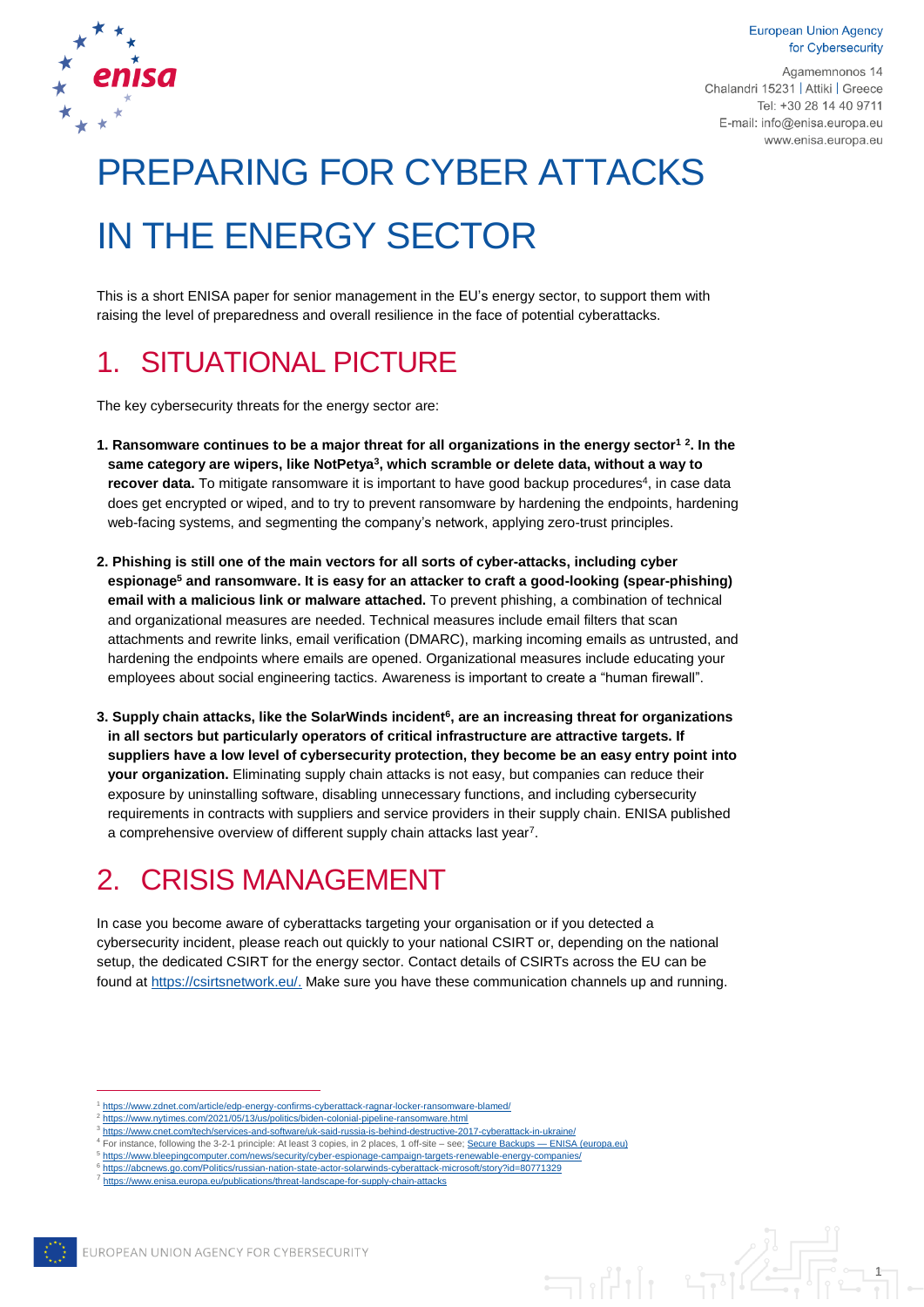European Union Agency for Cybersecurity

Agamemnonos 14
Chalandri 15231 | Attiki | Greece
Tel: +30 28 14 40 9711
E-mail: info@enisa.europa.eu
www.enisa.europa.eu

# PREPARING FOR CYBER ATTACKS IN THE ENERGY SECTOR

This is a short ENISA paper for senior management in the EU's energy sector, to support them with raising the level of preparedness and overall resilience in the face of potential cyberattacks.

## 1. SITUATIONAL PICTURE

The key cybersecurity threats for the energy sector are:

1. **Ransomware continues to be a major threat for all organizations in the energy sector[1] [2]. In the same category are wipers, like NotPetya[3], which scramble or delete data, without a way to recover data.** To mitigate ransomware it is important to have good backup procedures[4], in case data does get encrypted or wiped, and to try to prevent ransomware by hardening the endpoints, hardening web-facing systems, and segmenting the company's network, applying zero-trust principles.

2. **Phishing is still one of the main vectors for all sorts of cyber-attacks, including cyber espionage[5] and ransomware. It is easy for an attacker to craft a good-looking (spear-phishing) email with a malicious link or malware attached.** To prevent phishing, a combination of technical and organizational measures are needed. Technical measures include email filters that scan attachments and rewrite links, email verification (DMARC), marking incoming emails as untrusted, and hardening the endpoints where emails are opened. Organizational measures include educating your employees about social engineering tactics. Awareness is important to create a "human firewall".

3. **Supply chain attacks, like the SolarWinds incident[6], are an increasing threat for organizations in all sectors but particularly operators of critical infrastructure are attractive targets. If suppliers have a low level of cybersecurity protection, they become be an easy entry point into your organization.** Eliminating supply chain attacks is not easy, but companies can reduce their exposure by uninstalling software, disabling unnecessary functions, and including cybersecurity requirements in contracts with suppliers and service providers in their supply chain. ENISA published a comprehensive overview of different supply chain attacks last year[7].

## 2. CRISIS MANAGEMENT

In case you become aware of cyberattacks targeting your organisation or if you detected a cybersecurity incident, please reach out quickly to your national CSIRT or, depending on the national setup, the dedicated CSIRT for the energy sector. Contact details of CSIRTs across the EU can be found at https://csirtsnetwork.eu/. Make sure you have these communication channels up and running.

---

[1] https://www.zdnet.com/article/edp-energy-confirms-cyberattack-ragnar-locker-ransomware-blamed/
[2] https://www.nytimes.com/2021/05/13/us/politics/biden-colonial-pipeline-ransomware.html
[3] https://www.cnet.com/tech/services-and-software/uk-said-russia-is-behind-destructive-2017-cyberattack-in-ukraine/
[4] For instance, following the 3-2-1 principle: At least 3 copies, in 2 places, 1 off-site – see: Secure Backups — ENISA (europa.eu)
[5] https://www.bleepingcomputer.com/news/security/cyber-espionage-campaign-targets-renewable-energy-companies/
[6] https://abcnews.go.com/Politics/russian-nation-state-actor-solarwinds-cyberattack-microsoft/story?id=80771329
[7] https://www.enisa.europa.eu/publications/threat-landscape-for-supply-chain-attacks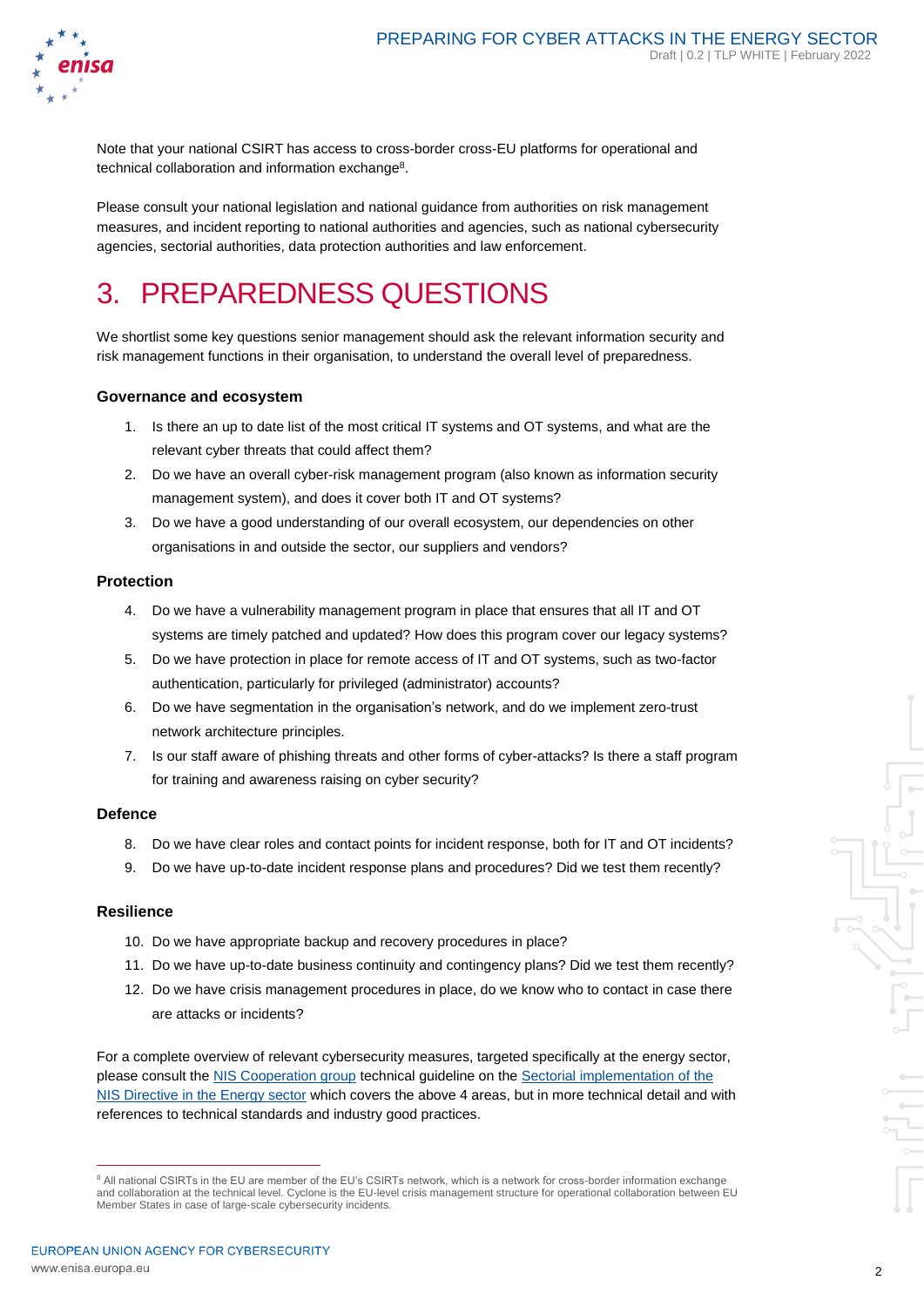Note that your national CSIRT has access to cross-border cross-EU platforms for operational and technical collaboration and information exchange[8].

Please consult your national legislation and national guidance from authorities on risk management measures, and incident reporting to national authorities and agencies, such as national cybersecurity agencies, sectorial authorities, data protection authorities and law enforcement.

# 3. PREPAREDNESS QUESTIONS

We shortlist some key questions senior management should ask the relevant information security and risk management functions in their organisation, to understand the overall level of preparedness.

**Governance and ecosystem**

1. Is there an up to date list of the most critical IT systems and OT systems, and what are the relevant cyber threats that could affect them?
2. Do we have an overall cyber-risk management program (also known as information security management system), and does it cover both IT and OT systems?
3. Do we have a good understanding of our overall ecosystem, our dependencies on other organisations in and outside the sector, our suppliers and vendors?

**Protection**

4. Do we have a vulnerability management program in place that ensures that all IT and OT systems are timely patched and updated? How does this program cover our legacy systems?
5. Do we have protection in place for remote access of IT and OT systems, such as two-factor authentication, particularly for privileged (administrator) accounts?
6. Do we have segmentation in the organisation's network, and do we implement zero-trust network architecture principles.
7. Is our staff aware of phishing threats and other forms of cyber-attacks? Is there a staff program for training and awareness raising on cyber security?

**Defence**

8. Do we have clear roles and contact points for incident response, both for IT and OT incidents?
9. Do we have up-to-date incident response plans and procedures? Did we test them recently?

**Resilience**

10. Do we have appropriate backup and recovery procedures in place?
11. Do we have up-to-date business continuity and contingency plans? Did we test them recently?
12. Do we have crisis management procedures in place, do we know who to contact in case there are attacks or incidents?

For a complete overview of relevant cybersecurity measures, targeted specifically at the energy sector, please consult the NIS Cooperation group technical guideline on the Sectorial implementation of the NIS Directive in the Energy sector which covers the above 4 areas, but in more technical detail and with references to technical standards and industry good practices.

---

[8] All national CSIRTs in the EU are member of the EU's CSIRTs network, which is a network for cross-border information exchange and collaboration at the technical level. Cyclone is the EU-level crisis management structure for operational collaboration between EU Member States in case of large-scale cybersecurity incidents.